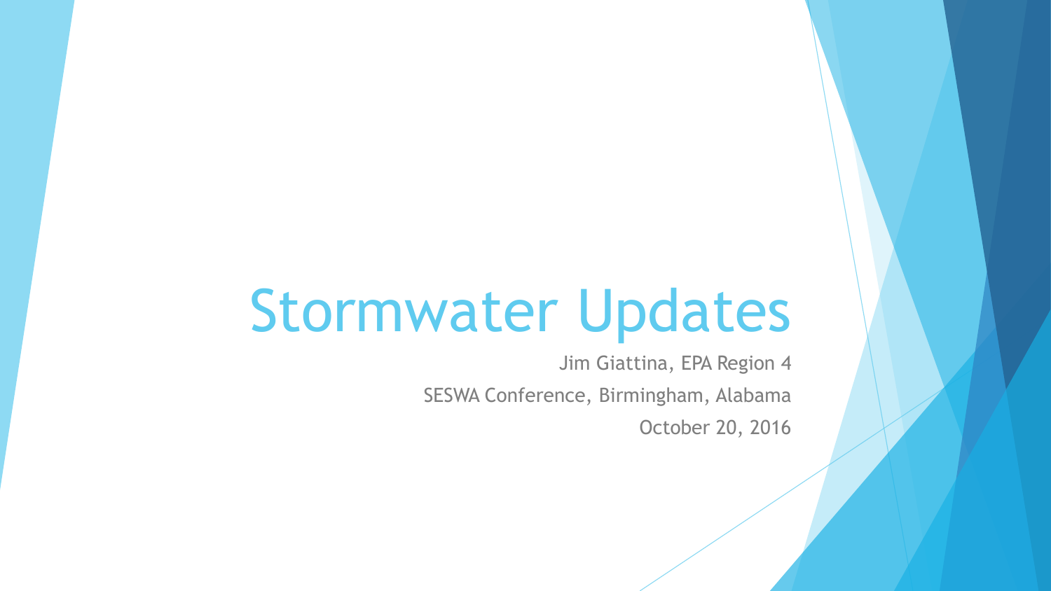# Stormwater Updates

Jim Giattina, EPA Region 4

SESWA Conference, Birmingham, Alabama

October 20, 2016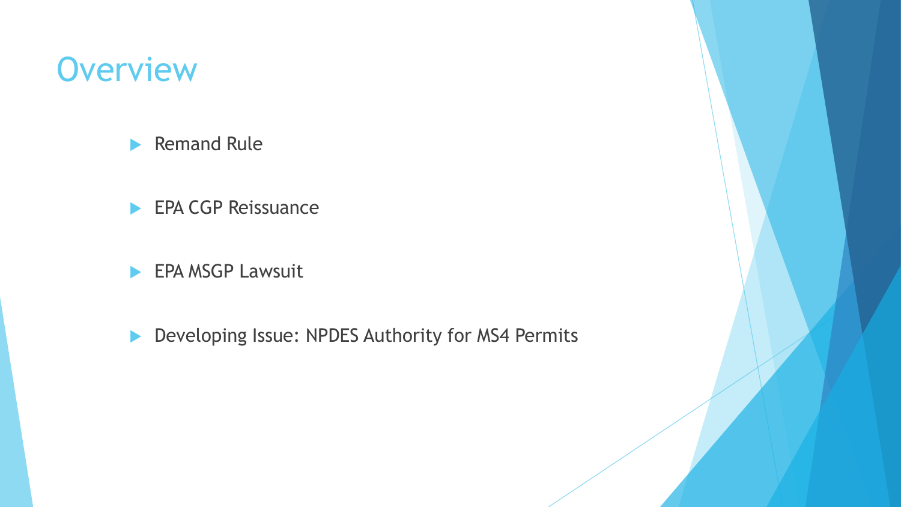# Overview

- Remand Rule
- EPA CGP Reissuance
- EPA MSGP Lawsuit
- Developing Issue: NPDES Authority for MS4 Permits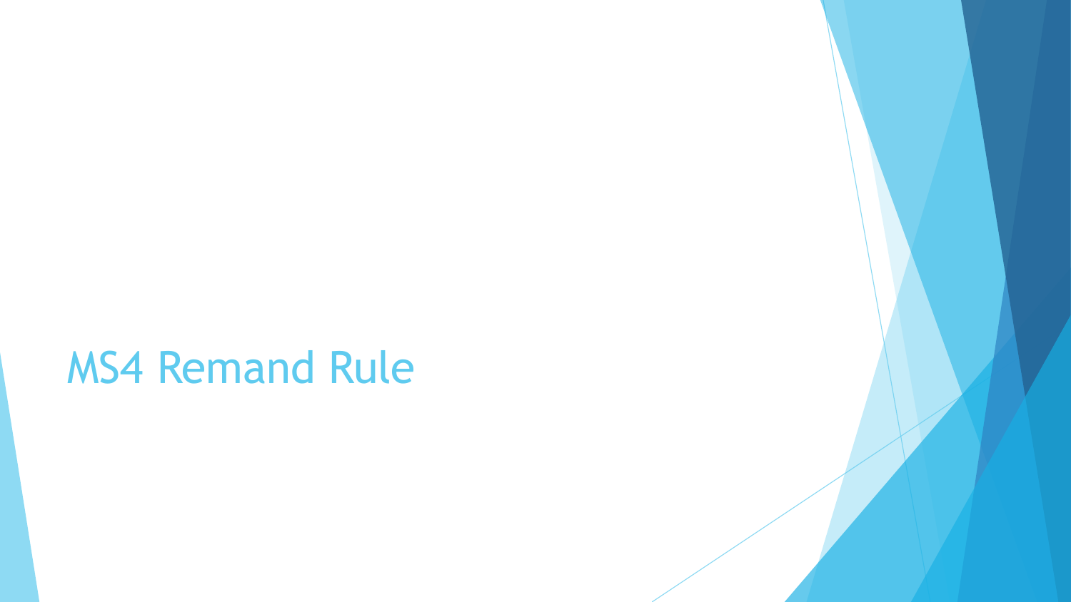# MS4 Remand Rule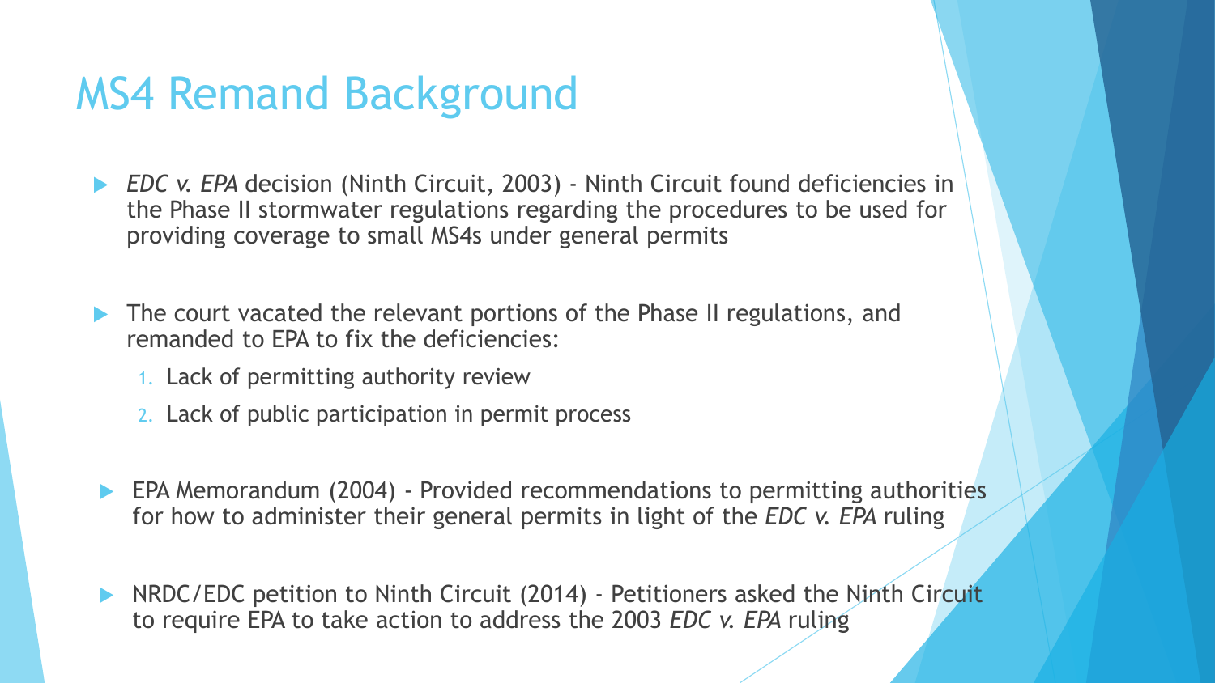# MS4 Remand Background

- *EDC v. EPA* decision (Ninth Circuit, 2003) - Ninth Circuit found deficiencies in the Phase II stormwater regulations regarding the procedures to be used for providing coverage to small MS4s under general permits

- The court vacated the relevant portions of the Phase II regulations, and remanded to EPA to fix the deficiencies:
  1. Lack of permitting authority review
  2. Lack of public participation in permit process

- EPA Memorandum (2004) - Provided recommendations to permitting authorities for how to administer their general permits in light of the *EDC v. EPA* ruling

- NRDC/EDC petition to Ninth Circuit (2014) - Petitioners asked the Ninth Circuit to require EPA to take action to address the 2003 *EDC v. EPA* ruling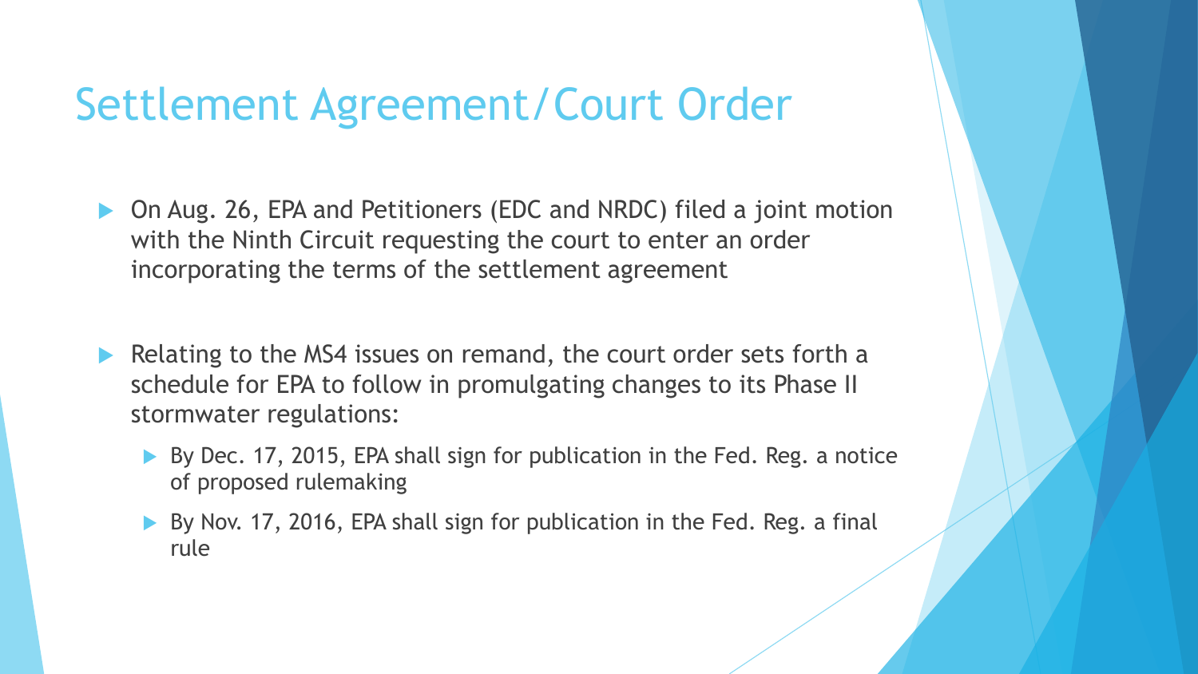# Settlement Agreement/Court Order

- On Aug. 26, EPA and Petitioners (EDC and NRDC) filed a joint motion with the Ninth Circuit requesting the court to enter an order incorporating the terms of the settlement agreement
- Relating to the MS4 issues on remand, the court order sets forth a schedule for EPA to follow in promulgating changes to its Phase II stormwater regulations:
  - By Dec. 17, 2015, EPA shall sign for publication in the Fed. Reg. a notice of proposed rulemaking
  - By Nov. 17, 2016, EPA shall sign for publication in the Fed. Reg. a final rule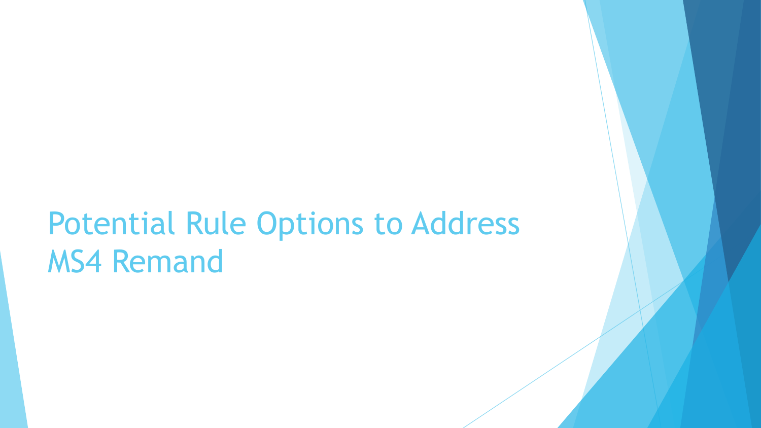# Potential Rule Options to Address MS4 Remand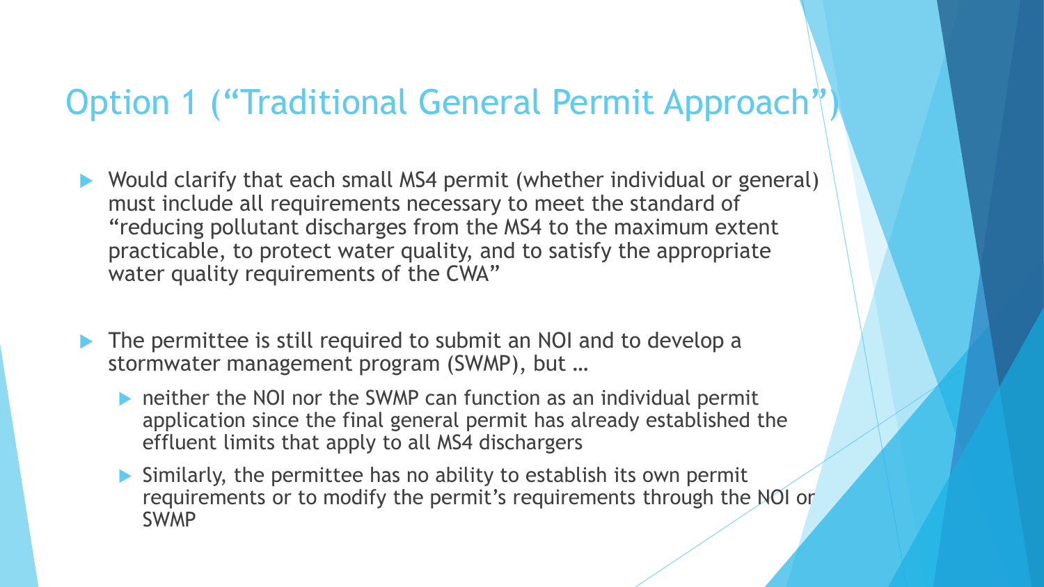# Option 1 (“Traditional General Permit Approach”)

- Would clarify that each small MS4 permit (whether individual or general) must include all requirements necessary to meet the standard of “reducing pollutant discharges from the MS4 to the maximum extent practicable, to protect water quality, and to satisfy the appropriate water quality requirements of the CWA”
- The permittee is still required to submit an NOI and to develop a stormwater management program (SWMP), but …
  - neither the NOI nor the SWMP can function as an individual permit application since the final general permit has already established the effluent limits that apply to all MS4 dischargers
  - Similarly, the permittee has no ability to establish its own permit requirements or to modify the permit’s requirements through the NOI or SWMP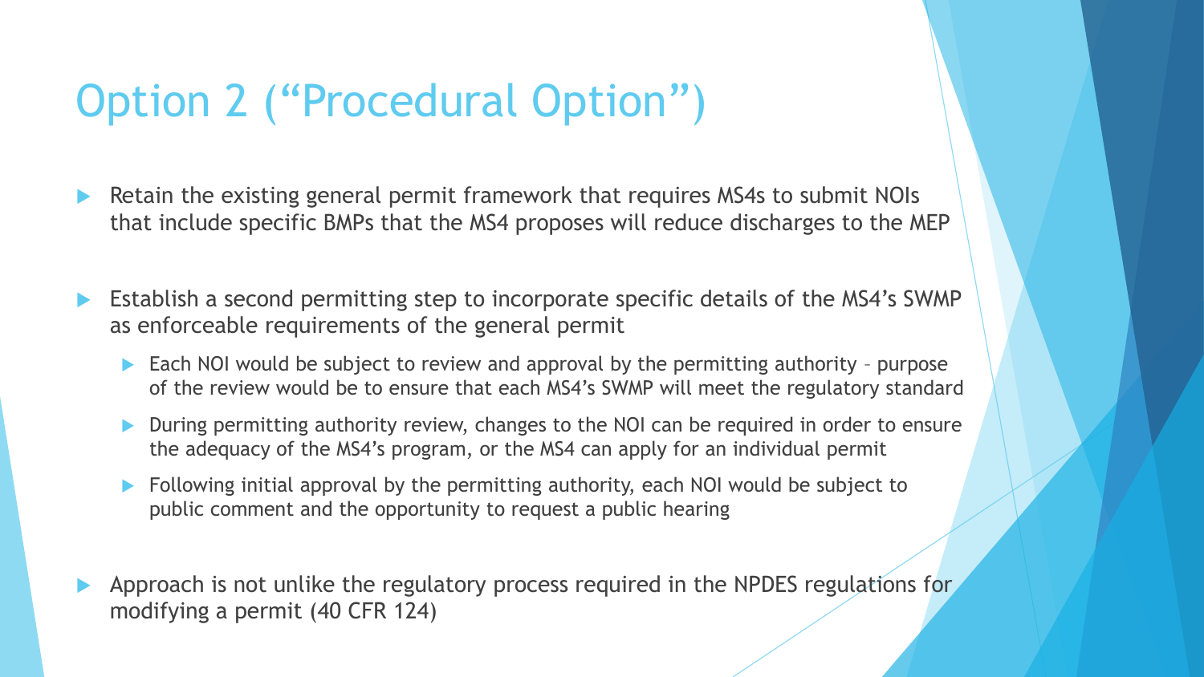# Option 2 ("Procedural Option")

- Retain the existing general permit framework that requires MS4s to submit NOIs that include specific BMPs that the MS4 proposes will reduce discharges to the MEP
- Establish a second permitting step to incorporate specific details of the MS4's SWMP as enforceable requirements of the general permit
  - Each NOI would be subject to review and approval by the permitting authority – purpose of the review would be to ensure that each MS4's SWMP will meet the regulatory standard
  - During permitting authority review, changes to the NOI can be required in order to ensure the adequacy of the MS4's program, or the MS4 can apply for an individual permit
  - Following initial approval by the permitting authority, each NOI would be subject to public comment and the opportunity to request a public hearing
- Approach is not unlike the regulatory process required in the NPDES regulations for modifying a permit (40 CFR 124)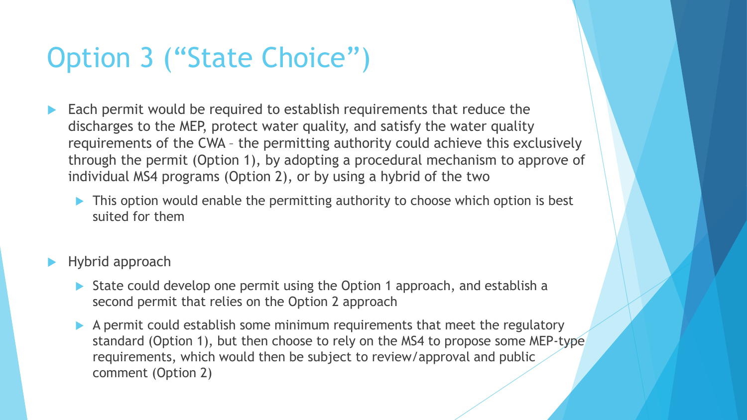# Option 3 (“State Choice”)

- Each permit would be required to establish requirements that reduce the discharges to the MEP, protect water quality, and satisfy the water quality requirements of the CWA – the permitting authority could achieve this exclusively through the permit (Option 1), by adopting a procedural mechanism to approve of individual MS4 programs (Option 2), or by using a hybrid of the two
  - This option would enable the permitting authority to choose which option is best suited for them
- Hybrid approach
  - State could develop one permit using the Option 1 approach, and establish a second permit that relies on the Option 2 approach
  - A permit could establish some minimum requirements that meet the regulatory standard (Option 1), but then choose to rely on the MS4 to propose some MEP-type requirements, which would then be subject to review/approval and public comment (Option 2)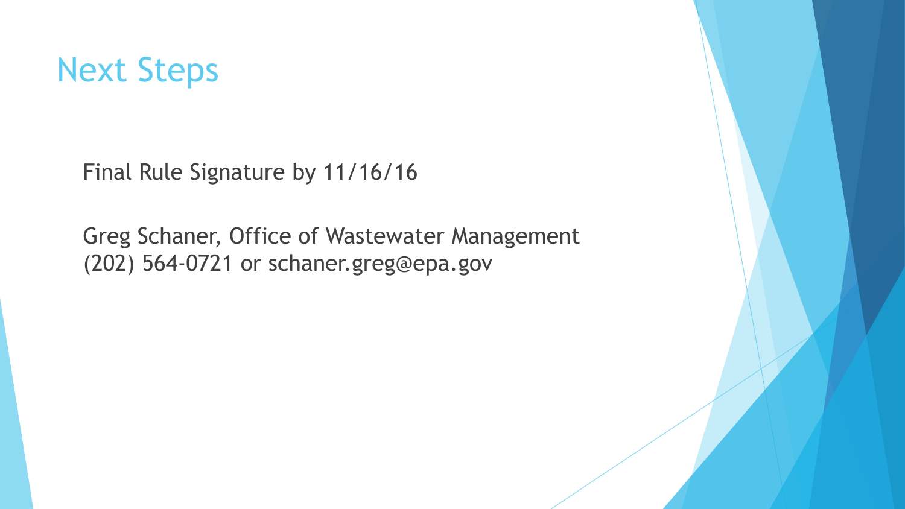# Next Steps

Final Rule Signature by 11/16/16

Greg Schaner, Office of Wastewater Management
(202) 564-0721 or schaner.greg@epa.gov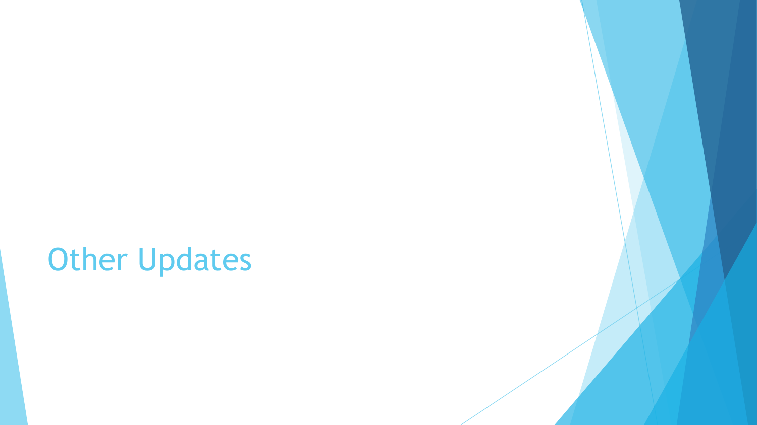# Other Updates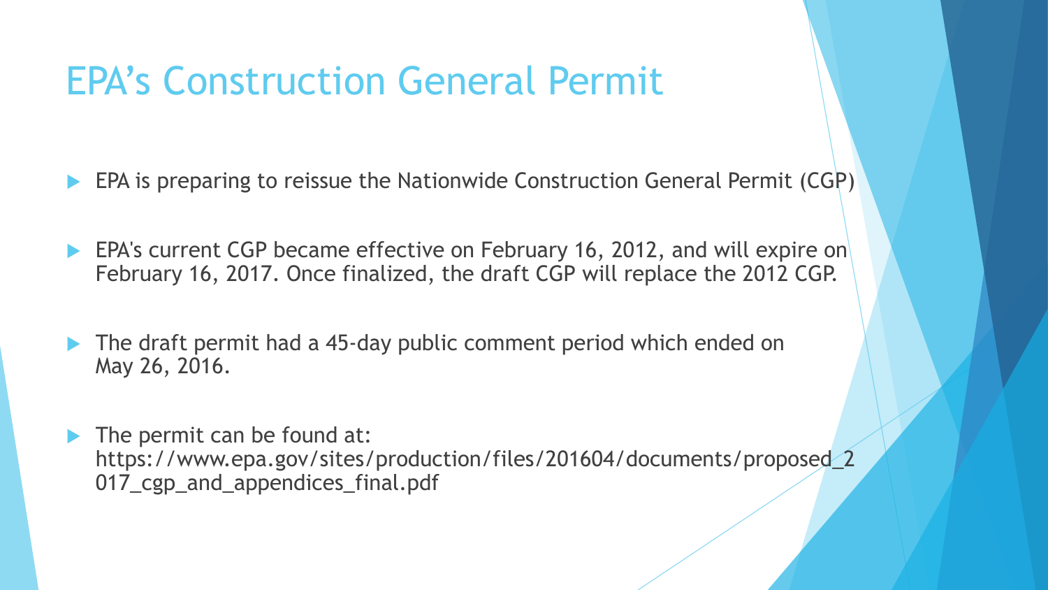# EPA’s Construction General Permit

- EPA is preparing to reissue the Nationwide Construction General Permit (CGP)
- EPA's current CGP became effective on February 16, 2012, and will expire on February 16, 2017. Once finalized, the draft CGP will replace the 2012 CGP.
- The draft permit had a 45-day public comment period which ended on May 26, 2016.
- The permit can be found at: https://www.epa.gov/sites/production/files/201604/documents/proposed_2017_cgp_and_appendices_final.pdf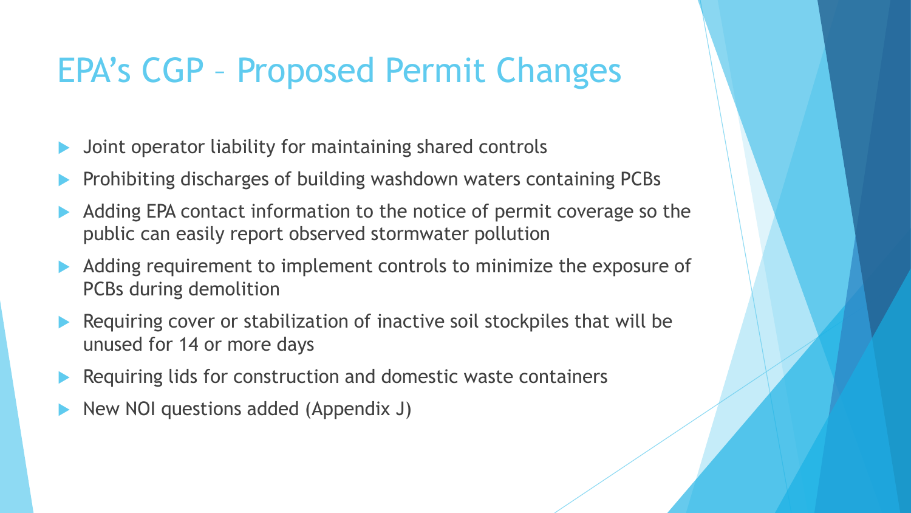# EPA's CGP – Proposed Permit Changes

- Joint operator liability for maintaining shared controls
- Prohibiting discharges of building washdown waters containing PCBs
- Adding EPA contact information to the notice of permit coverage so the public can easily report observed stormwater pollution
- Adding requirement to implement controls to minimize the exposure of PCBs during demolition
- Requiring cover or stabilization of inactive soil stockpiles that will be unused for 14 or more days
- Requiring lids for construction and domestic waste containers
- New NOI questions added (Appendix J)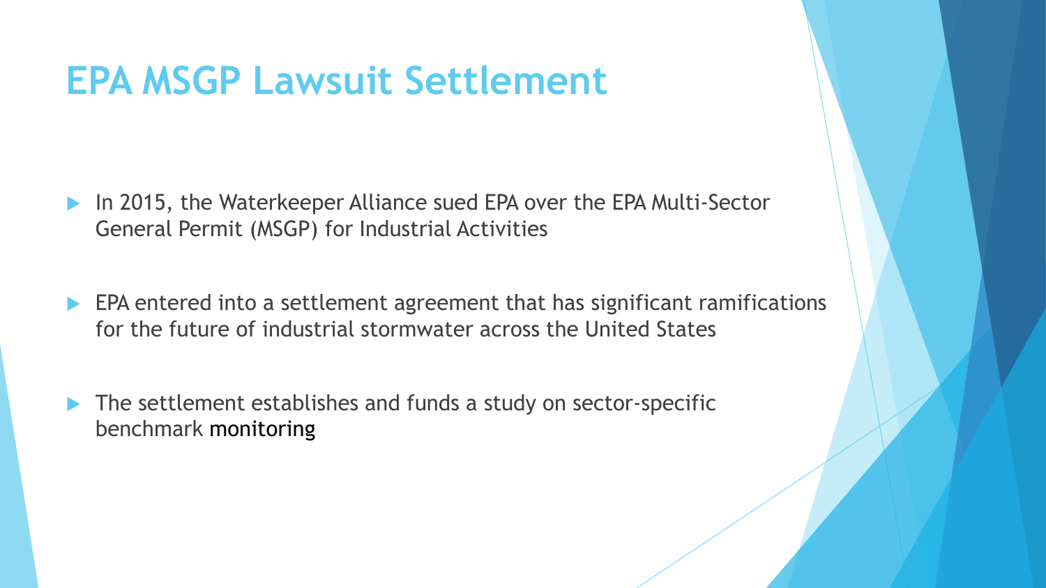# EPA MSGP Lawsuit Settlement

- In 2015, the Waterkeeper Alliance sued EPA over the EPA Multi-Sector General Permit (MSGP) for Industrial Activities
- EPA entered into a settlement agreement that has significant ramifications for the future of industrial stormwater across the United States
- The settlement establishes and funds a study on sector-specific benchmark monitoring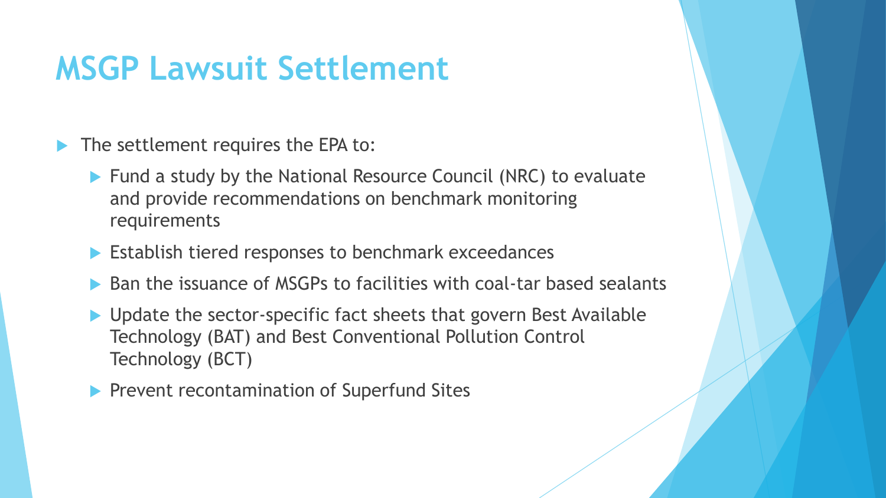# MSGP Lawsuit Settlement

- The settlement requires the EPA to:
  - Fund a study by the National Resource Council (NRC) to evaluate and provide recommendations on benchmark monitoring requirements
  - Establish tiered responses to benchmark exceedances
  - Ban the issuance of MSGPs to facilities with coal-tar based sealants
  - Update the sector-specific fact sheets that govern Best Available Technology (BAT) and Best Conventional Pollution Control Technology (BCT)
  - Prevent recontamination of Superfund Sites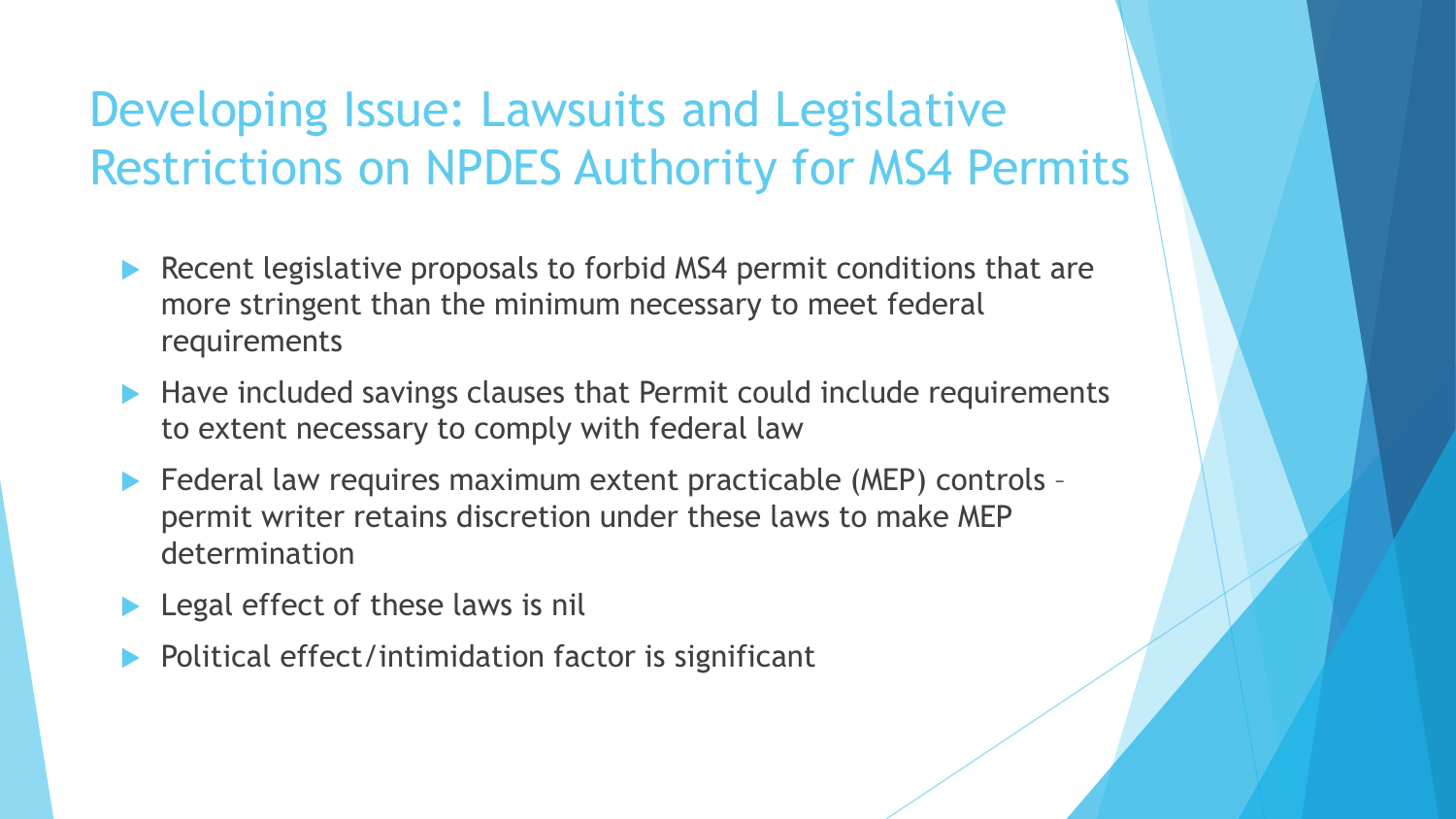# Developing Issue: Lawsuits and Legislative Restrictions on NPDES Authority for MS4 Permits

- Recent legislative proposals to forbid MS4 permit conditions that are more stringent than the minimum necessary to meet federal requirements
- Have included savings clauses that Permit could include requirements to extent necessary to comply with federal law
- Federal law requires maximum extent practicable (MEP) controls – permit writer retains discretion under these laws to make MEP determination
- Legal effect of these laws is nil
- Political effect/intimidation factor is significant